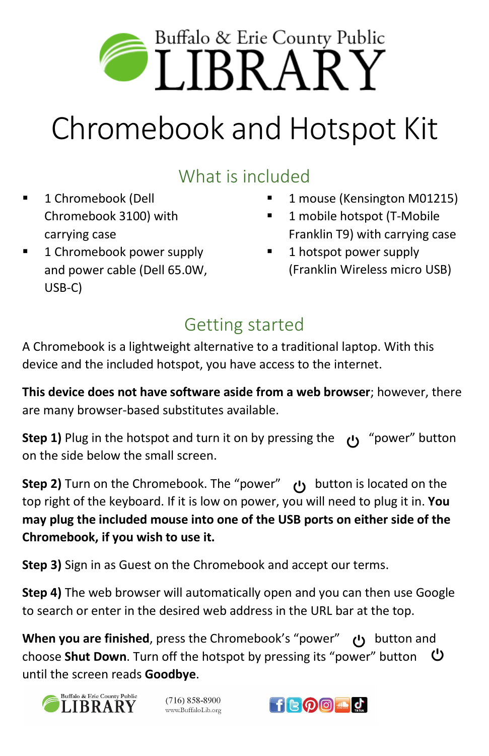Buffalo & Erie County Public

LIBRARY

# Chromebook and Hotspot Kit

## What is included

- 1 Chromebook (Dell Chromebook 3100) with carrying case
- 1 Chromebook power supply and power cable (Dell 65.0W, USB-C)
- 1 mouse (Kensington M01215)
- 1 mobile hotspot (T-Mobile Franklin T9) with carrying case
- 1 hotspot power supply (Franklin Wireless micro USB)

## Getting started

A Chromebook is a lightweight alternative to a traditional laptop. With this device and the included hotspot, you have access to the internet.

**This device does not have software aside from a web browser**; however, there are many browser-based substitutes available.

**Step 1)** Plug in the hotspot and turn it on by pressing the ⏻ "power" button on the side below the small screen.

**Step 2)** Turn on the Chromebook. The "power" ⏻ button is located on the top right of the keyboard. If it is low on power, you will need to plug it in. **You may plug the included mouse into one of the USB ports on either side of the Chromebook, if you wish to use it.**

**Step 3)** Sign in as Guest on the Chromebook and accept our terms.

**Step 4)** The web browser will automatically open and you can then use Google to search or enter in the desired web address in the URL bar at the top.

**When you are finished**, press the Chromebook's "power" ⏻ button and choose **Shut Down**. Turn off the hotspot by pressing its "power" button ⏻ until the screen reads **Goodbye**.

Buffalo & Erie County Public LIBRARY

(716) 858-8900
www.BuffaloLib.org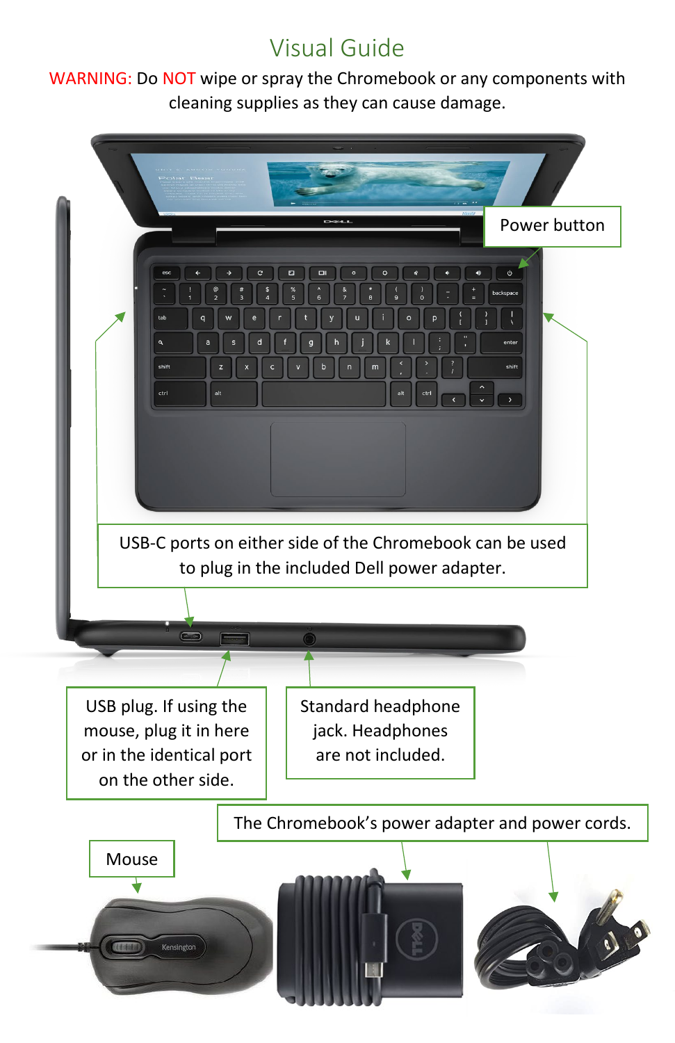# Visual Guide

WARNING: Do NOT wipe or spray the Chromebook or any components with cleaning supplies as they can cause damage.

Power button

USB-C ports on either side of the Chromebook can be used to plug in the included Dell power adapter.

USB plug. If using the mouse, plug it in here or in the identical port on the other side.

Standard headphone jack. Headphones are not included.

The Chromebook's power adapter and power cords.

Mouse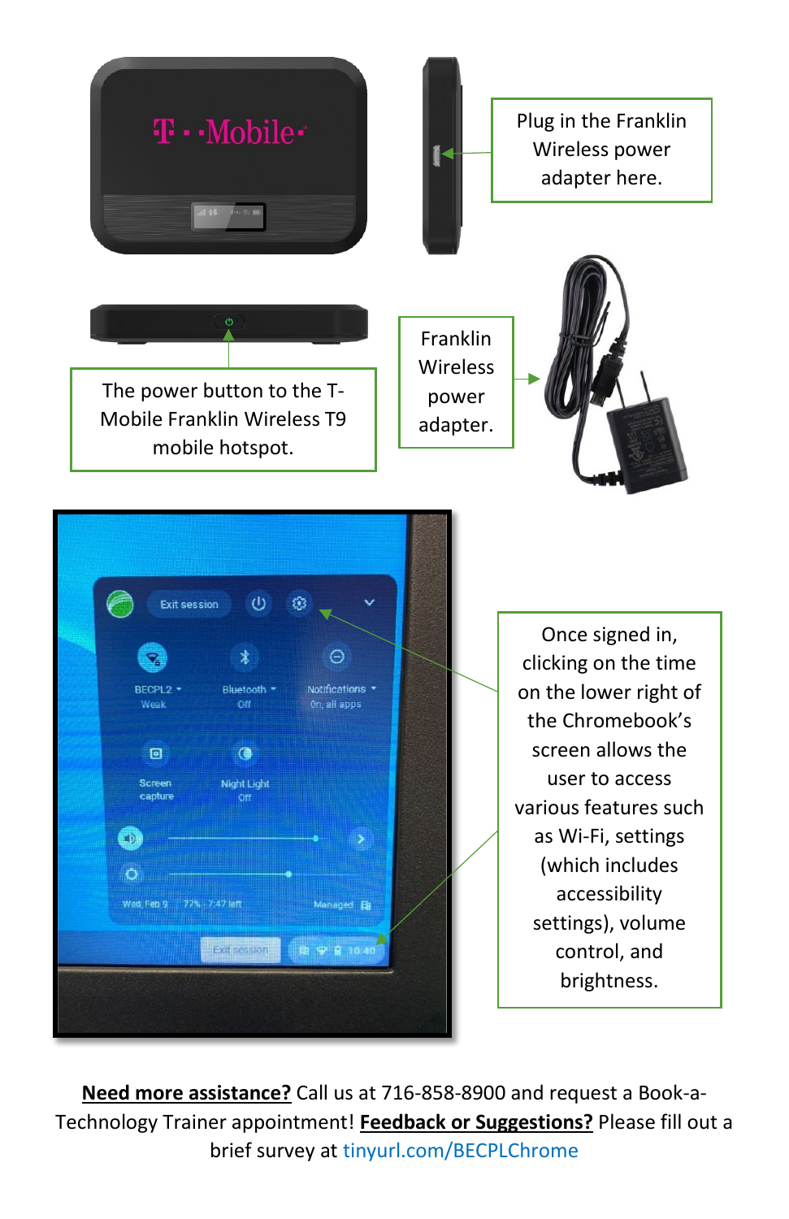Plug in the Franklin Wireless power adapter here.

The power button to the T-Mobile Franklin Wireless T9 mobile hotspot.

Franklin Wireless power adapter.

Once signed in, clicking on the time on the lower right of the Chromebook's screen allows the user to access various features such as Wi-Fi, settings (which includes accessibility settings), volume control, and brightness.

**Need more assistance?** Call us at 716-858-8900 and request a Book-a-Technology Trainer appointment! **Feedback or Suggestions?** Please fill out a brief survey at tinyurl.com/BECPLChrome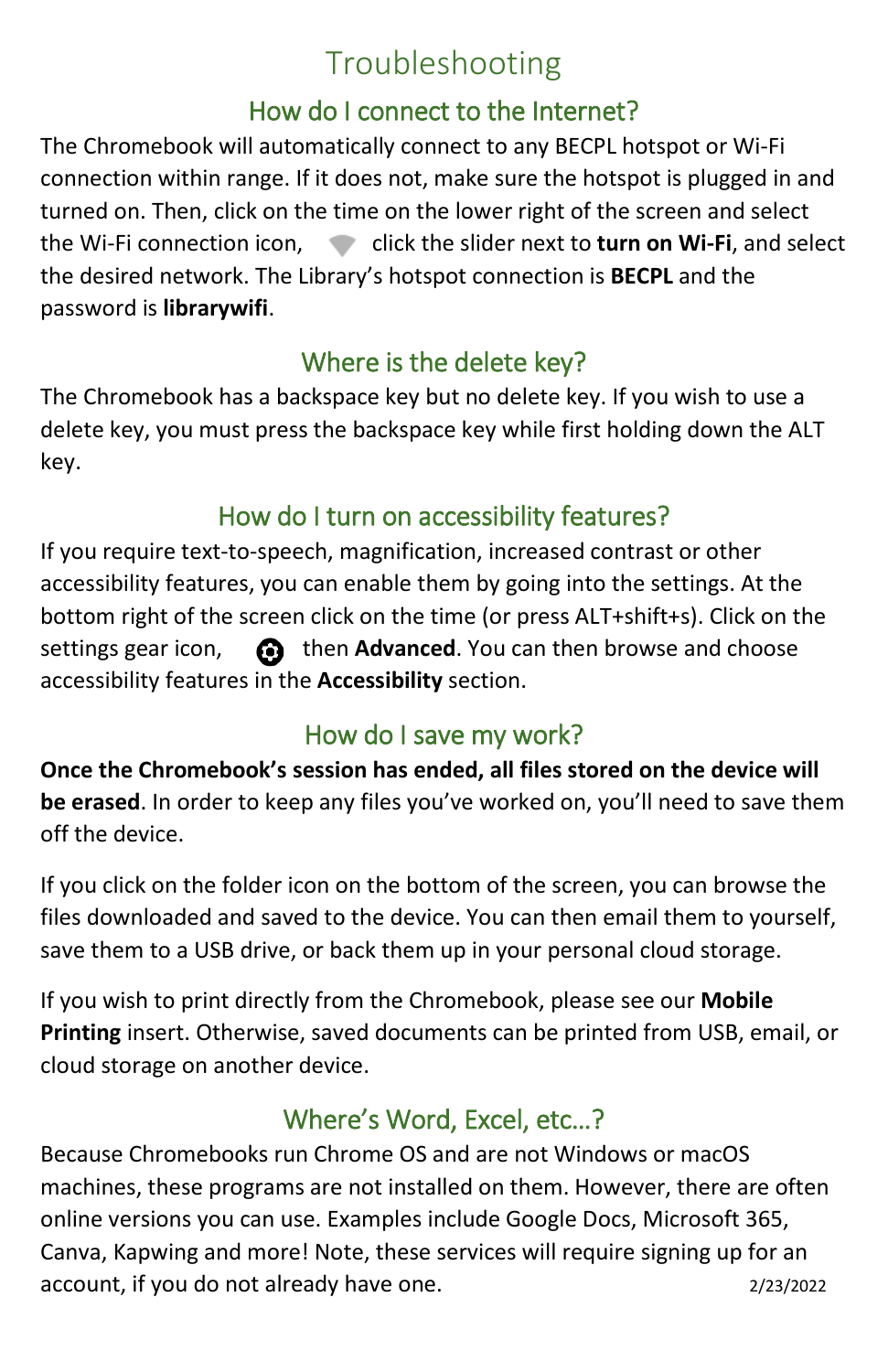# Troubleshooting

## How do I connect to the Internet?

The Chromebook will automatically connect to any BECPL hotspot or Wi-Fi connection within range. If it does not, make sure the hotspot is plugged in and turned on. Then, click on the time on the lower right of the screen and select the Wi-Fi connection icon, click the slider next to **turn on Wi-Fi**, and select the desired network. The Library's hotspot connection is **BECPL** and the password is **librarywifi**.

## Where is the delete key?

The Chromebook has a backspace key but no delete key. If you wish to use a delete key, you must press the backspace key while first holding down the ALT key.

## How do I turn on accessibility features?

If you require text-to-speech, magnification, increased contrast or other accessibility features, you can enable them by going into the settings. At the bottom right of the screen click on the time (or press ALT+shift+s). Click on the settings gear icon, then **Advanced**. You can then browse and choose accessibility features in the **Accessibility** section.

## How do I save my work?

**Once the Chromebook's session has ended, all files stored on the device will be erased**. In order to keep any files you've worked on, you'll need to save them off the device.

If you click on the folder icon on the bottom of the screen, you can browse the files downloaded and saved to the device. You can then email them to yourself, save them to a USB drive, or back them up in your personal cloud storage.

If you wish to print directly from the Chromebook, please see our **Mobile Printing** insert. Otherwise, saved documents can be printed from USB, email, or cloud storage on another device.

## Where's Word, Excel, etc…?

Because Chromebooks run Chrome OS and are not Windows or macOS machines, these programs are not installed on them. However, there are often online versions you can use. Examples include Google Docs, Microsoft 365, Canva, Kapwing and more! Note, these services will require signing up for an account, if you do not already have one.

2/23/2022